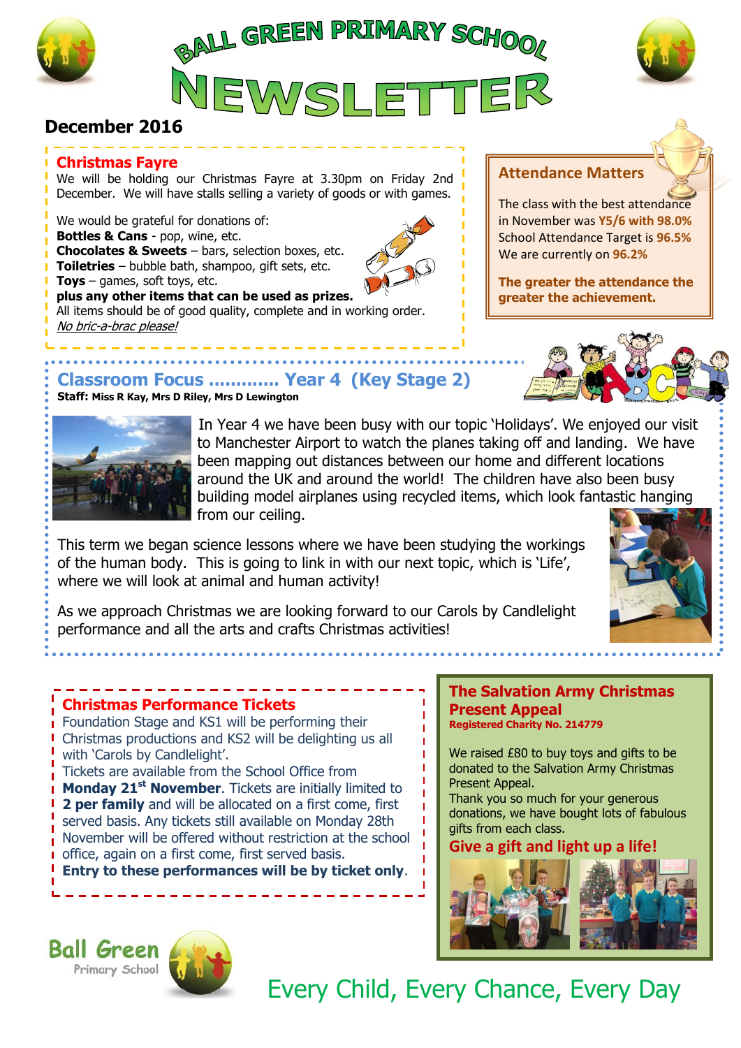# BALL GREEN PRIMARY SCHOOL NEWSLETTER

**December 2016**

## Christmas Fayre

We will be holding our Christmas Fayre at 3.30pm on Friday 2nd December. We will have stalls selling a variety of goods or with games.

We would be grateful for donations of:
**Bottles & Cans** - pop, wine, etc.
**Chocolates & Sweets** – bars, selection boxes, etc.
**Toiletries** – bubble bath, shampoo, gift sets, etc.
**Toys** – games, soft toys, etc.
**plus any other items that can be used as prizes.**
All items should be of good quality, complete and in working order.
*No bric-a-brac please!*

## Attendance Matters

The class with the best attendance in November was **Y5/6 with 98.0%**
School Attendance Target is **96.5%**
We are currently on **96.2%**

**The greater the attendance the greater the achievement.**

## Classroom Focus ............ Year 4 (Key Stage 2)

**Staff:** Miss R Kay, Mrs D Riley, Mrs D Lewington

In Year 4 we have been busy with our topic 'Holidays'. We enjoyed our visit to Manchester Airport to watch the planes taking off and landing. We have been mapping out distances between our home and different locations around the UK and around the world! The children have also been busy building model airplanes using recycled items, which look fantastic hanging from our ceiling.

This term we began science lessons where we have been studying the workings of the human body. This is going to link in with our next topic, which is 'Life', where we will look at animal and human activity!

As we approach Christmas we are looking forward to our Carols by Candlelight performance and all the arts and crafts Christmas activities!

## Christmas Performance Tickets

Foundation Stage and KS1 will be performing their Christmas productions and KS2 will be delighting us all with 'Carols by Candlelight'.
Tickets are available from the School Office from **Monday 21st November**. Tickets are initially limited to **2 per family** and will be allocated on a first come, first served basis. Any tickets still available on Monday 28th November will be offered without restriction at the school office, again on a first come, first served basis.
**Entry to these performances will be by ticket only**.

## The Salvation Army Christmas Present Appeal

**Registered Charity No. 214779**

We raised £80 to buy toys and gifts to be donated to the Salvation Army Christmas Present Appeal.
Thank you so much for your generous donations, we have bought lots of fabulous gifts from each class.

**Give a gift and light up a life!**

Ball Green Primary School

Every Child, Every Chance, Every Day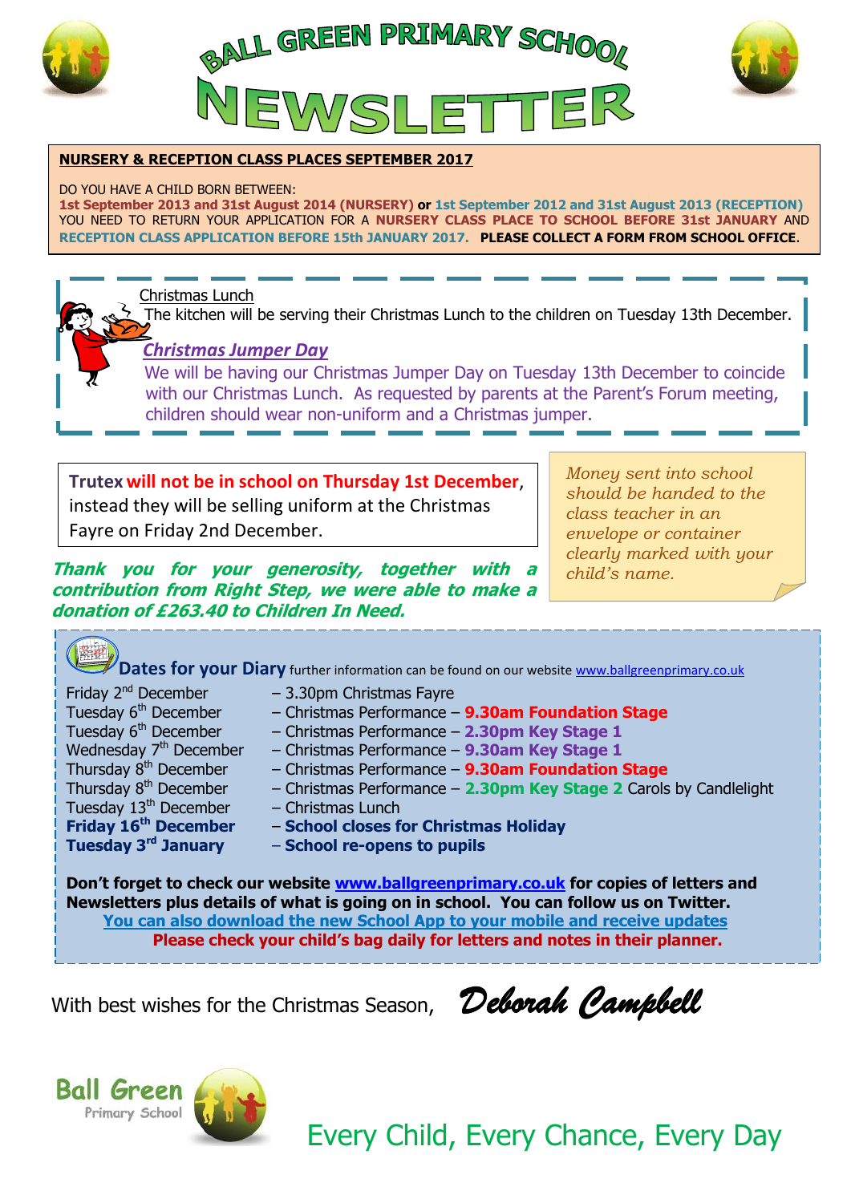# BALL GREEN PRIMARY SCHOOL NEWSLETTER

**NURSERY & RECEPTION CLASS PLACES SEPTEMBER 2017**

DO YOU HAVE A CHILD BORN BETWEEN:
**1st September 2013 and 31st August 2014 (NURSERY) or 1st September 2012 and 31st August 2013 (RECEPTION)**
YOU NEED TO RETURN YOUR APPLICATION FOR A **NURSERY CLASS PLACE TO SCHOOL BEFORE 31st JANUARY** AND **RECEPTION CLASS APPLICATION BEFORE 15th JANUARY 2017. PLEASE COLLECT A FORM FROM SCHOOL OFFICE**.

Christmas Lunch
The kitchen will be serving their Christmas Lunch to the children on Tuesday 13th December.

***Christmas Jumper Day***
We will be having our Christmas Jumper Day on Tuesday 13th December to coincide with our Christmas Lunch. As requested by parents at the Parent's Forum meeting, children should wear non-uniform and a Christmas jumper.

**Trutex will not be in school on Thursday 1st December**, instead they will be selling uniform at the Christmas Fayre on Friday 2nd December.

*Money sent into school should be handed to the class teacher in an envelope or container clearly marked with your child's name.*

***Thank you for your generosity, together with a contribution from Right Step, we were able to make a donation of £263.40 to Children In Need.***

**Dates for your Diary** further information can be found on our website www.ballgreenprimary.co.uk

| | |
|---|---|
| Friday 2nd December | – 3.30pm Christmas Fayre |
| Tuesday 6th December | – Christmas Performance – **9.30am Foundation Stage** |
| Tuesday 6th December | – Christmas Performance – **2.30pm Key Stage 1** |
| Wednesday 7th December | – Christmas Performance – **9.30am Key Stage 1** |
| Thursday 8th December | – Christmas Performance – **9.30am Foundation Stage** |
| Thursday 8th December | – Christmas Performance – **2.30pm Key Stage 2** Carols by Candlelight |
| Tuesday 13th December | – Christmas Lunch |
| **Friday 16th December** | **– School closes for Christmas Holiday** |
| **Tuesday 3rd January** | **– School re-opens to pupils** |

**Don't forget to check our website www.ballgreenprimary.co.uk for copies of letters and Newsletters plus details of what is going on in school. You can follow us on Twitter.**
**You can also download the new School App to your mobile and receive updates**
**Please check your child's bag daily for letters and notes in their planner.**

With best wishes for the Christmas Season, *Deborah Campbell*

Ball Green Primary School

Every Child, Every Chance, Every Day